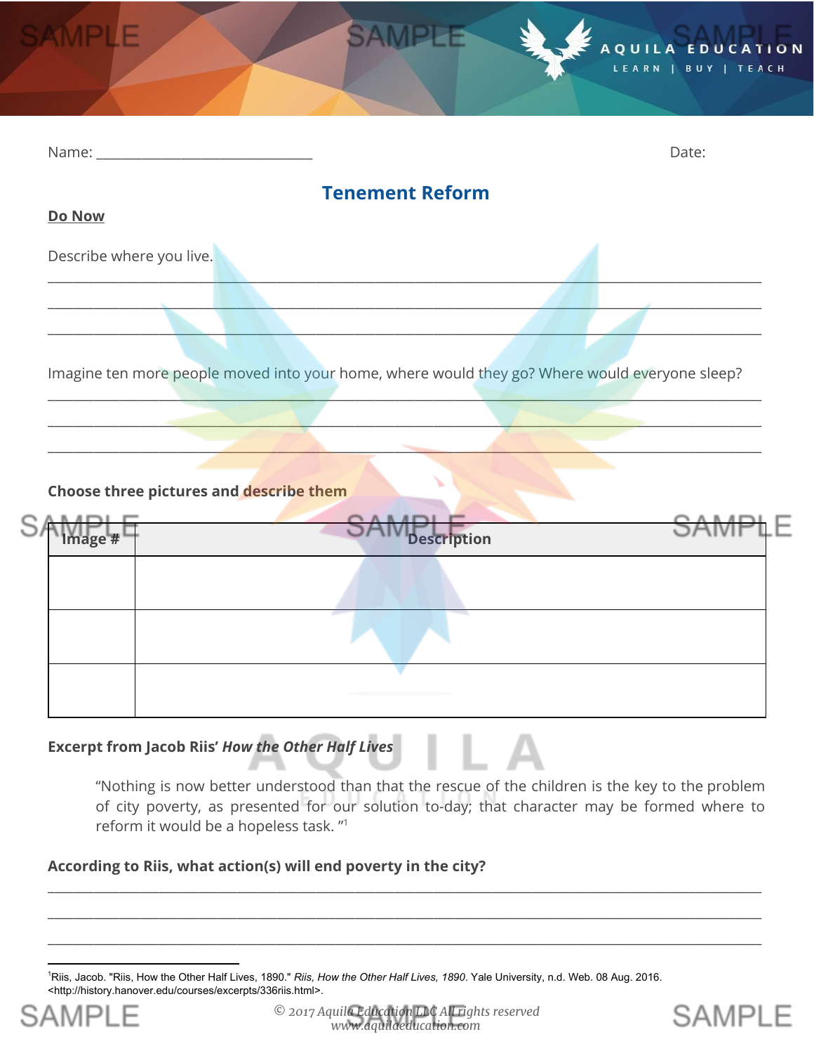Name: ______________________________ Date:

# Tenement Reform

**Do Now**

Describe where you live.

______________________________________________________________________________

______________________________________________________________________________

______________________________________________________________________________

Imagine ten more people moved into your home, where would they go? Where would everyone sleep?

______________________________________________________________________________

______________________________________________________________________________

______________________________________________________________________________

**Choose three pictures and describe them**

| Image # | Description |
|---|---|
| | |
| | |
| | |

**Excerpt from Jacob Riis' *How the Other Half Lives***

> "Nothing is now better understood than that the rescue of the children is the key to the problem of city poverty, as presented for our solution to-day; that character may be formed where to reform it would be a hopeless task. "[1]

**According to Riis, what action(s) will end poverty in the city?**

______________________________________________________________________________

______________________________________________________________________________

______________________________________________________________________________

[1]Riis, Jacob. "Riis, How the Other Half Lives, 1890." *Riis, How the Other Half Lives, 1890*. Yale University, n.d. Web. 08 Aug. 2016. <http://history.hanover.edu/courses/excerpts/336riis.html>.

© 2017 Aquila Education LLC All rights reserved
www.aquilaeducation.com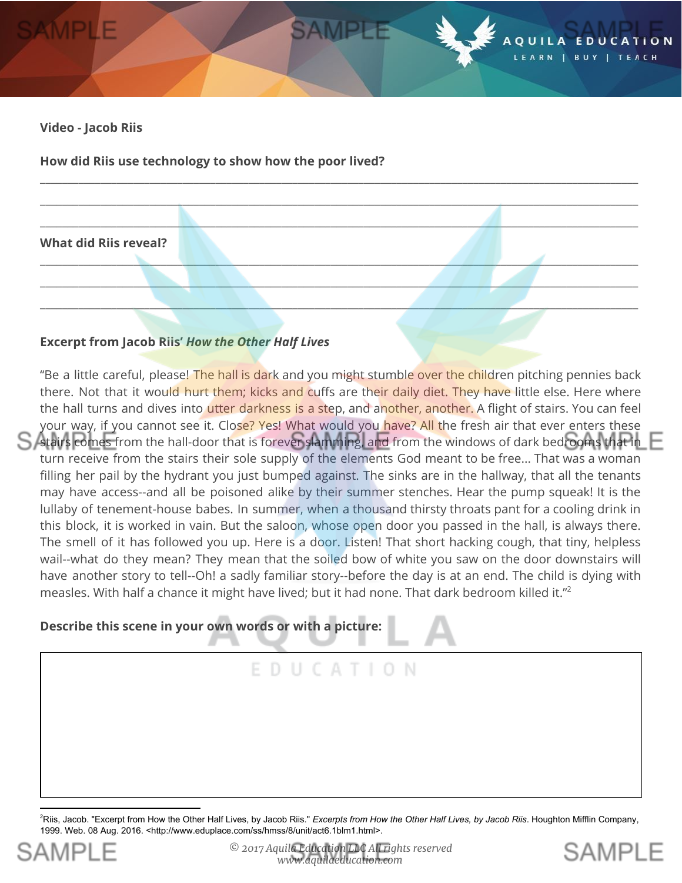**Video - Jacob Riis**

**How did Riis use technology to show how the poor lived?**

\_\_\_\_\_\_\_\_\_\_\_\_\_\_\_\_\_\_\_\_\_\_\_\_\_\_\_\_\_\_\_\_\_\_\_\_\_\_\_\_\_\_\_\_\_\_\_\_\_\_\_\_\_\_\_\_\_\_\_\_\_\_\_\_\_\_\_\_\_\_\_\_\_\_\_\_\_\_

\_\_\_\_\_\_\_\_\_\_\_\_\_\_\_\_\_\_\_\_\_\_\_\_\_\_\_\_\_\_\_\_\_\_\_\_\_\_\_\_\_\_\_\_\_\_\_\_\_\_\_\_\_\_\_\_\_\_\_\_\_\_\_\_\_\_\_\_\_\_\_\_\_\_\_\_\_\_

\_\_\_\_\_\_\_\_\_\_\_\_\_\_\_\_\_\_\_\_\_\_\_\_\_\_\_\_\_\_\_\_\_\_\_\_\_\_\_\_\_\_\_\_\_\_\_\_\_\_\_\_\_\_\_\_\_\_\_\_\_\_\_\_\_\_\_\_\_\_\_\_\_\_\_\_\_\_

**What did Riis reveal?**

\_\_\_\_\_\_\_\_\_\_\_\_\_\_\_\_\_\_\_\_\_\_\_\_\_\_\_\_\_\_\_\_\_\_\_\_\_\_\_\_\_\_\_\_\_\_\_\_\_\_\_\_\_\_\_\_\_\_\_\_\_\_\_\_\_\_\_\_\_\_\_\_\_\_\_\_\_\_

\_\_\_\_\_\_\_\_\_\_\_\_\_\_\_\_\_\_\_\_\_\_\_\_\_\_\_\_\_\_\_\_\_\_\_\_\_\_\_\_\_\_\_\_\_\_\_\_\_\_\_\_\_\_\_\_\_\_\_\_\_\_\_\_\_\_\_\_\_\_\_\_\_\_\_\_\_\_

\_\_\_\_\_\_\_\_\_\_\_\_\_\_\_\_\_\_\_\_\_\_\_\_\_\_\_\_\_\_\_\_\_\_\_\_\_\_\_\_\_\_\_\_\_\_\_\_\_\_\_\_\_\_\_\_\_\_\_\_\_\_\_\_\_\_\_\_\_\_\_\_\_\_\_\_\_\_

**Excerpt from Jacob Riis' *How the Other Half Lives***

"Be a little careful, please! The hall is dark and you might stumble over the children pitching pennies back there. Not that it would hurt them; kicks and cuffs are their daily diet. They have little else. Here where the hall turns and dives into utter darkness is a step, and another, another. A flight of stairs. You can feel your way, if you cannot see it. Close? Yes! What would you have? All the fresh air that ever enters these stairs comes from the hall-door that is forever slamming, and from the windows of dark bedrooms that in turn receive from the stairs their sole supply of the elements God meant to be free... That was a woman filling her pail by the hydrant you just bumped against. The sinks are in the hallway, that all the tenants may have access--and all be poisoned alike by their summer stenches. Hear the pump squeak! It is the lullaby of tenement-house babes. In summer, when a thousand thirsty throats pant for a cooling drink in this block, it is worked in vain. But the saloon, whose open door you passed in the hall, is always there. The smell of it has followed you up. Here is a door. Listen! That short hacking cough, that tiny, helpless wail--what do they mean? They mean that the soiled bow of white you saw on the door downstairs will have another story to tell--Oh! a sadly familiar story--before the day is at an end. The child is dying with measles. With half a chance it might have lived; but it had none. That dark bedroom killed it."[2]

**Describe this scene in your own words or with a picture:**

---

[2] Riis, Jacob. "Excerpt from How the Other Half Lives, by Jacob Riis." *Excerpts from How the Other Half Lives, by Jacob Riis*. Houghton Mifflin Company, 1999. Web. 08 Aug. 2016. <http://www.eduplace.com/ss/hmss/8/unit/act6.1blm1.html>.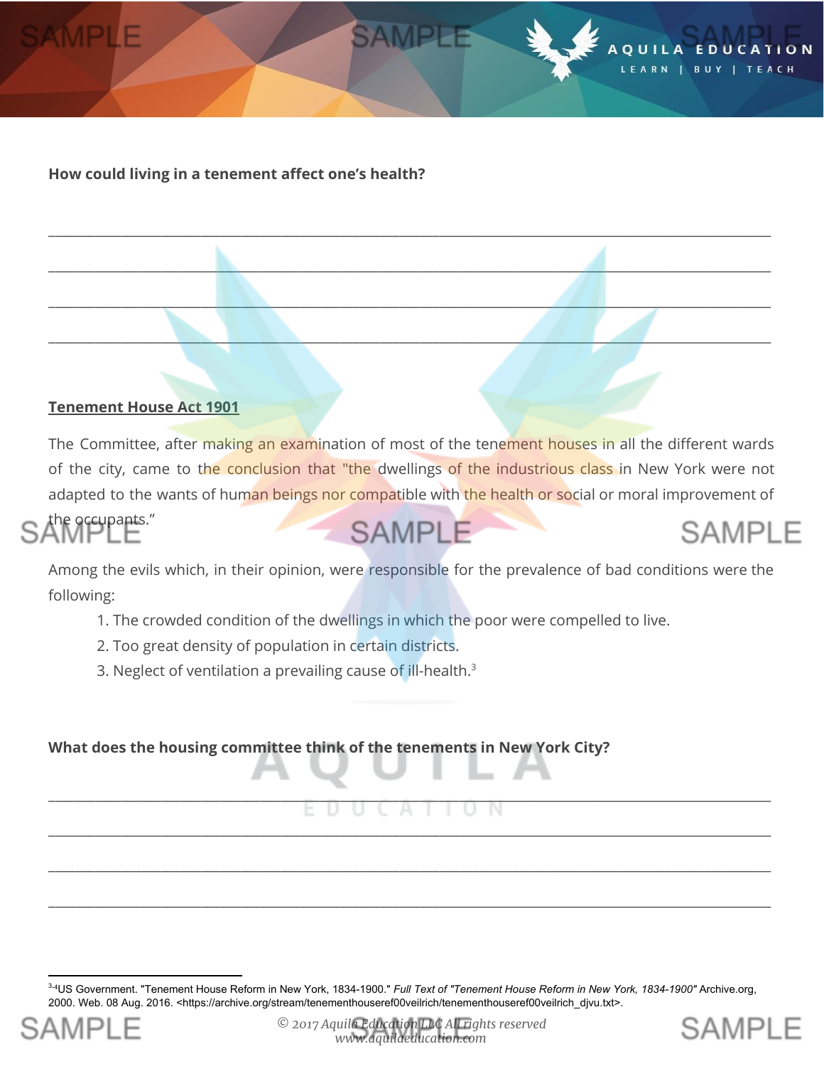**How could living in a tenement affect one's health?**

\_\_\_\_\_\_\_\_\_\_\_\_\_\_\_\_\_\_\_\_\_\_\_\_\_\_\_\_\_\_\_\_\_\_\_\_\_\_\_\_\_\_\_\_\_\_\_\_\_\_\_\_\_\_\_\_\_\_\_\_\_\_\_\_\_\_\_\_\_\_\_\_\_\_\_\_\_\_

\_\_\_\_\_\_\_\_\_\_\_\_\_\_\_\_\_\_\_\_\_\_\_\_\_\_\_\_\_\_\_\_\_\_\_\_\_\_\_\_\_\_\_\_\_\_\_\_\_\_\_\_\_\_\_\_\_\_\_\_\_\_\_\_\_\_\_\_\_\_\_\_\_\_\_\_\_\_

\_\_\_\_\_\_\_\_\_\_\_\_\_\_\_\_\_\_\_\_\_\_\_\_\_\_\_\_\_\_\_\_\_\_\_\_\_\_\_\_\_\_\_\_\_\_\_\_\_\_\_\_\_\_\_\_\_\_\_\_\_\_\_\_\_\_\_\_\_\_\_\_\_\_\_\_\_\_

\_\_\_\_\_\_\_\_\_\_\_\_\_\_\_\_\_\_\_\_\_\_\_\_\_\_\_\_\_\_\_\_\_\_\_\_\_\_\_\_\_\_\_\_\_\_\_\_\_\_\_\_\_\_\_\_\_\_\_\_\_\_\_\_\_\_\_\_\_\_\_\_\_\_\_\_\_\_

**Tenement House Act 1901**

The Committee, after making an examination of most of the tenement houses in all the different wards of the city, came to the conclusion that "the dwellings of the industrious class in New York were not adapted to the wants of human beings nor compatible with the health or social or moral improvement of the occupants."

Among the evils which, in their opinion, were responsible for the prevalence of bad conditions were the following:

1. The crowded condition of the dwellings in which the poor were compelled to live.
2. Too great density of population in certain districts.
3. Neglect of ventilation a prevailing cause of ill-health.[3]

**What does the housing committee think of the tenements in New York City?**

\_\_\_\_\_\_\_\_\_\_\_\_\_\_\_\_\_\_\_\_\_\_\_\_\_\_\_\_\_\_\_\_\_\_\_\_\_\_\_\_\_\_\_\_\_\_\_\_\_\_\_\_\_\_\_\_\_\_\_\_\_\_\_\_\_\_\_\_\_\_\_\_\_\_\_\_\_\_

\_\_\_\_\_\_\_\_\_\_\_\_\_\_\_\_\_\_\_\_\_\_\_\_\_\_\_\_\_\_\_\_\_\_\_\_\_\_\_\_\_\_\_\_\_\_\_\_\_\_\_\_\_\_\_\_\_\_\_\_\_\_\_\_\_\_\_\_\_\_\_\_\_\_\_\_\_\_

\_\_\_\_\_\_\_\_\_\_\_\_\_\_\_\_\_\_\_\_\_\_\_\_\_\_\_\_\_\_\_\_\_\_\_\_\_\_\_\_\_\_\_\_\_\_\_\_\_\_\_\_\_\_\_\_\_\_\_\_\_\_\_\_\_\_\_\_\_\_\_\_\_\_\_\_\_\_

\_\_\_\_\_\_\_\_\_\_\_\_\_\_\_\_\_\_\_\_\_\_\_\_\_\_\_\_\_\_\_\_\_\_\_\_\_\_\_\_\_\_\_\_\_\_\_\_\_\_\_\_\_\_\_\_\_\_\_\_\_\_\_\_\_\_\_\_\_\_\_\_\_\_\_\_\_\_

[3-4] US Government. "Tenement House Reform in New York, 1834-1900." *Full Text of "Tenement House Reform in New York, 1834-1900"* Archive.org, 2000. Web. 08 Aug. 2016. <https://archive.org/stream/tenementhouseref00veilrich/tenementhouseref00veilrich_djvu.txt>.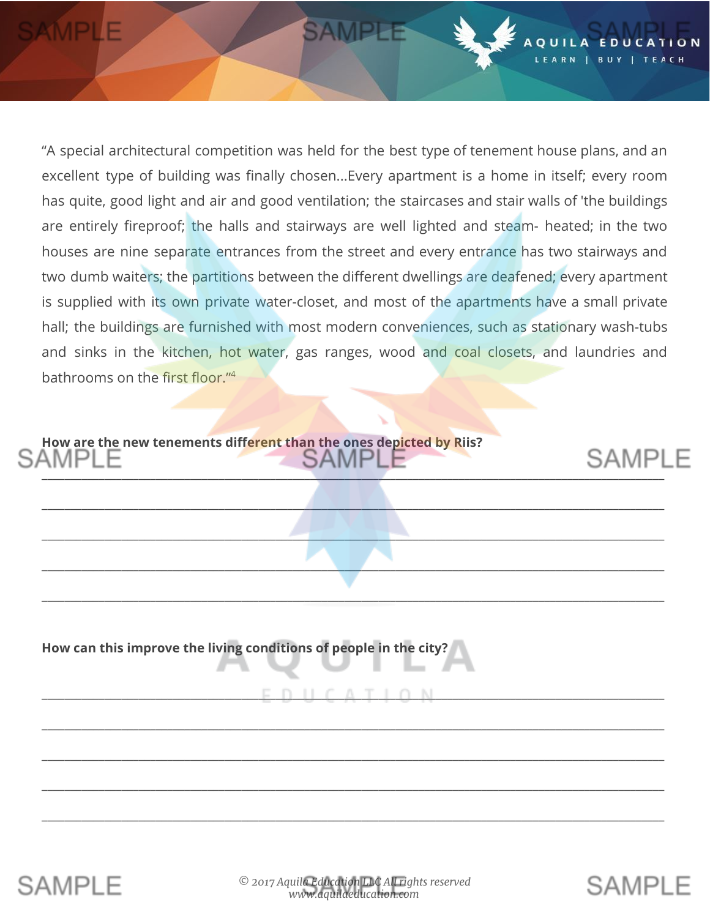"A special architectural competition was held for the best type of tenement house plans, and an excellent type of building was finally chosen...Every apartment is a home in itself; every room has quite, good light and air and good ventilation; the staircases and stair walls of 'the buildings are entirely fireproof; the halls and stairways are well lighted and steam- heated; in the two houses are nine separate entrances from the street and every entrance has two stairways and two dumb waiters; the partitions between the different dwellings are deafened; every apartment is supplied with its own private water-closet, and most of the apartments have a small private hall; the buildings are furnished with most modern conveniences, such as stationary wash-tubs and sinks in the kitchen, hot water, gas ranges, wood and coal closets, and laundries and bathrooms on the first floor."[4]

**How are the new tenements different than the ones depicted by Riis?**

\_\_\_\_\_\_\_\_\_\_\_\_\_\_\_\_\_\_\_\_\_\_\_\_\_\_\_\_\_\_\_\_\_\_\_\_\_\_\_\_\_\_\_\_\_\_\_\_\_\_\_\_\_\_\_\_\_\_\_\_\_\_\_\_\_\_\_\_\_\_\_\_\_\_\_\_\_\_

\_\_\_\_\_\_\_\_\_\_\_\_\_\_\_\_\_\_\_\_\_\_\_\_\_\_\_\_\_\_\_\_\_\_\_\_\_\_\_\_\_\_\_\_\_\_\_\_\_\_\_\_\_\_\_\_\_\_\_\_\_\_\_\_\_\_\_\_\_\_\_\_\_\_\_\_\_\_

\_\_\_\_\_\_\_\_\_\_\_\_\_\_\_\_\_\_\_\_\_\_\_\_\_\_\_\_\_\_\_\_\_\_\_\_\_\_\_\_\_\_\_\_\_\_\_\_\_\_\_\_\_\_\_\_\_\_\_\_\_\_\_\_\_\_\_\_\_\_\_\_\_\_\_\_\_\_

\_\_\_\_\_\_\_\_\_\_\_\_\_\_\_\_\_\_\_\_\_\_\_\_\_\_\_\_\_\_\_\_\_\_\_\_\_\_\_\_\_\_\_\_\_\_\_\_\_\_\_\_\_\_\_\_\_\_\_\_\_\_\_\_\_\_\_\_\_\_\_\_\_\_\_\_\_\_

\_\_\_\_\_\_\_\_\_\_\_\_\_\_\_\_\_\_\_\_\_\_\_\_\_\_\_\_\_\_\_\_\_\_\_\_\_\_\_\_\_\_\_\_\_\_\_\_\_\_\_\_\_\_\_\_\_\_\_\_\_\_\_\_\_\_\_\_\_\_\_\_\_\_\_\_\_\_

**How can this improve the living conditions of people in the city?**

\_\_\_\_\_\_\_\_\_\_\_\_\_\_\_\_\_\_\_\_\_\_\_\_\_\_\_\_\_\_\_\_\_\_\_\_\_\_\_\_\_\_\_\_\_\_\_\_\_\_\_\_\_\_\_\_\_\_\_\_\_\_\_\_\_\_\_\_\_\_\_\_\_\_\_\_\_\_

\_\_\_\_\_\_\_\_\_\_\_\_\_\_\_\_\_\_\_\_\_\_\_\_\_\_\_\_\_\_\_\_\_\_\_\_\_\_\_\_\_\_\_\_\_\_\_\_\_\_\_\_\_\_\_\_\_\_\_\_\_\_\_\_\_\_\_\_\_\_\_\_\_\_\_\_\_\_

\_\_\_\_\_\_\_\_\_\_\_\_\_\_\_\_\_\_\_\_\_\_\_\_\_\_\_\_\_\_\_\_\_\_\_\_\_\_\_\_\_\_\_\_\_\_\_\_\_\_\_\_\_\_\_\_\_\_\_\_\_\_\_\_\_\_\_\_\_\_\_\_\_\_\_\_\_\_

\_\_\_\_\_\_\_\_\_\_\_\_\_\_\_\_\_\_\_\_\_\_\_\_\_\_\_\_\_\_\_\_\_\_\_\_\_\_\_\_\_\_\_\_\_\_\_\_\_\_\_\_\_\_\_\_\_\_\_\_\_\_\_\_\_\_\_\_\_\_\_\_\_\_\_\_\_\_

\_\_\_\_\_\_\_\_\_\_\_\_\_\_\_\_\_\_\_\_\_\_\_\_\_\_\_\_\_\_\_\_\_\_\_\_\_\_\_\_\_\_\_\_\_\_\_\_\_\_\_\_\_\_\_\_\_\_\_\_\_\_\_\_\_\_\_\_\_\_\_\_\_\_\_\_\_\_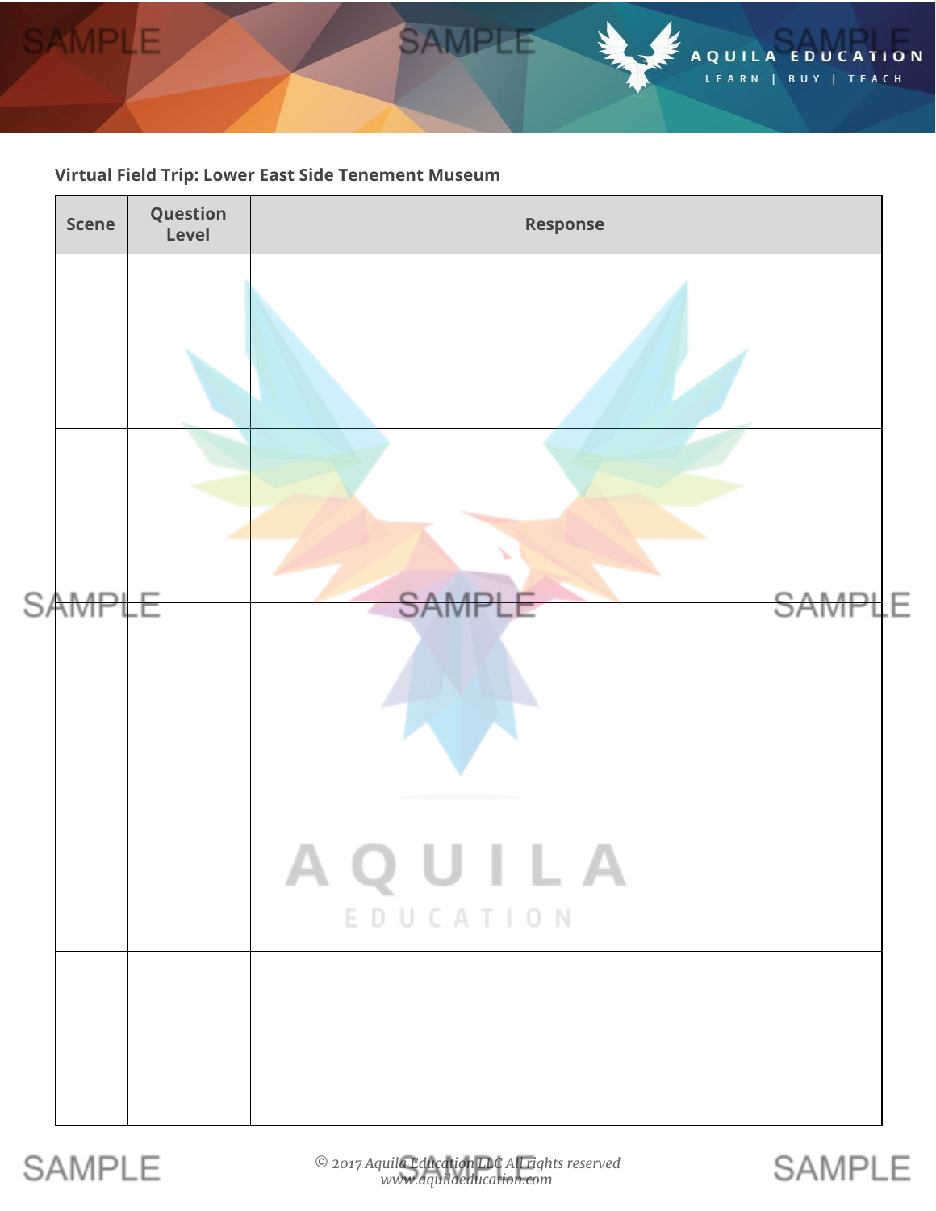**Virtual Field Trip: Lower East Side Tenement Museum**

| Scene | Question Level | Response |
|---|---|---|
| | | |
| | | |
| | | |
| | | |
| | | |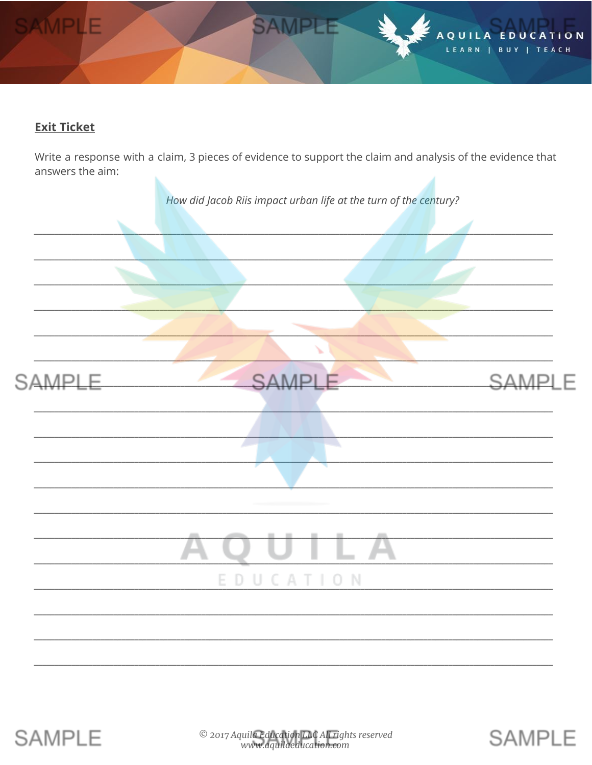**Exit Ticket**

Write a response with a claim, 3 pieces of evidence to support the claim and analysis of the evidence that answers the aim:

*How did Jacob Riis impact urban life at the turn of the century?*

___________________________________________________________________________

___________________________________________________________________________

___________________________________________________________________________

___________________________________________________________________________

___________________________________________________________________________

___________________________________________________________________________

___________________________________________________________________________

___________________________________________________________________________

___________________________________________________________________________

___________________________________________________________________________

___________________________________________________________________________

___________________________________________________________________________

___________________________________________________________________________

___________________________________________________________________________

___________________________________________________________________________

___________________________________________________________________________

___________________________________________________________________________

___________________________________________________________________________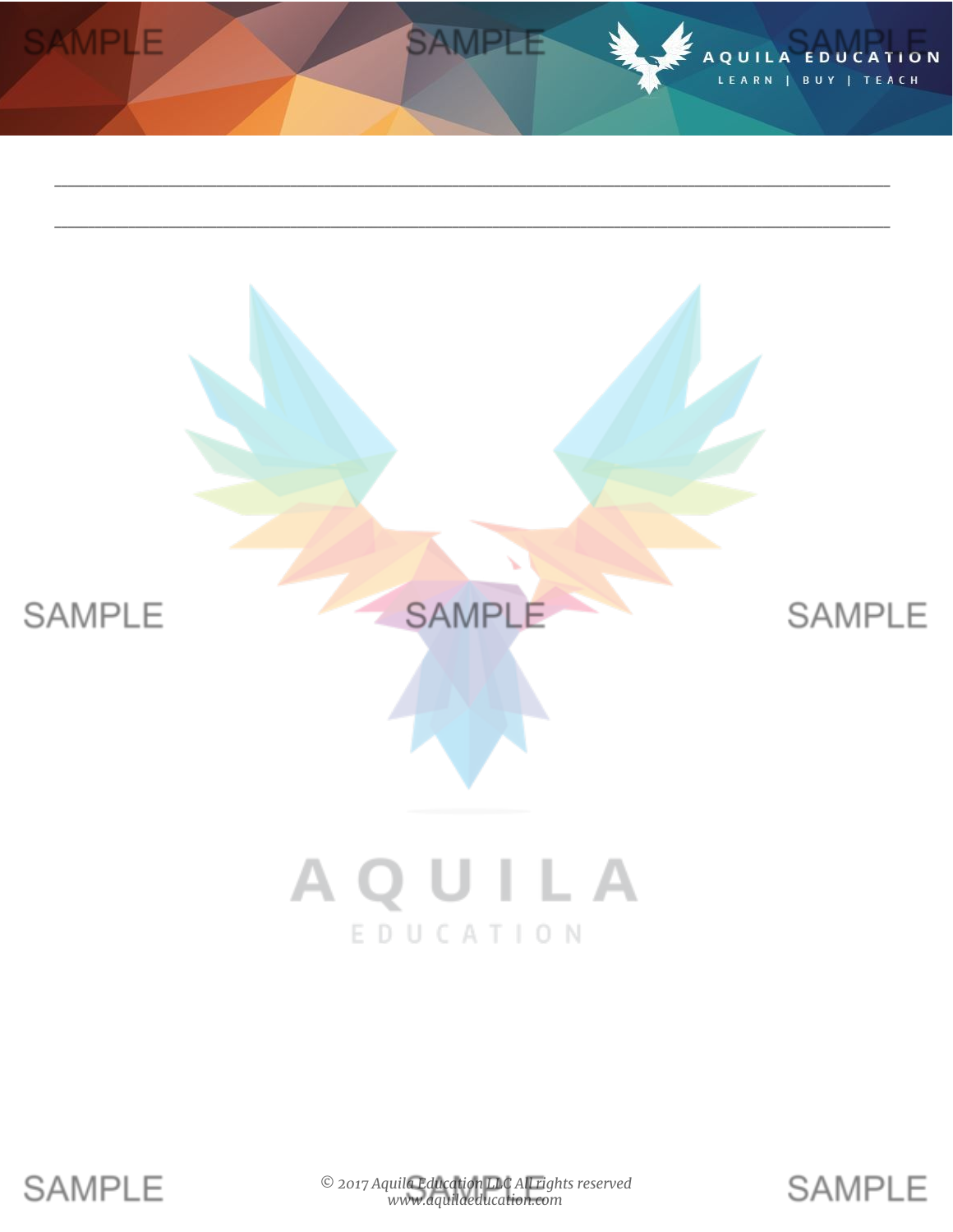© 2017 Aquila Education LLC All rights reserved
www.aquilaeducation.com